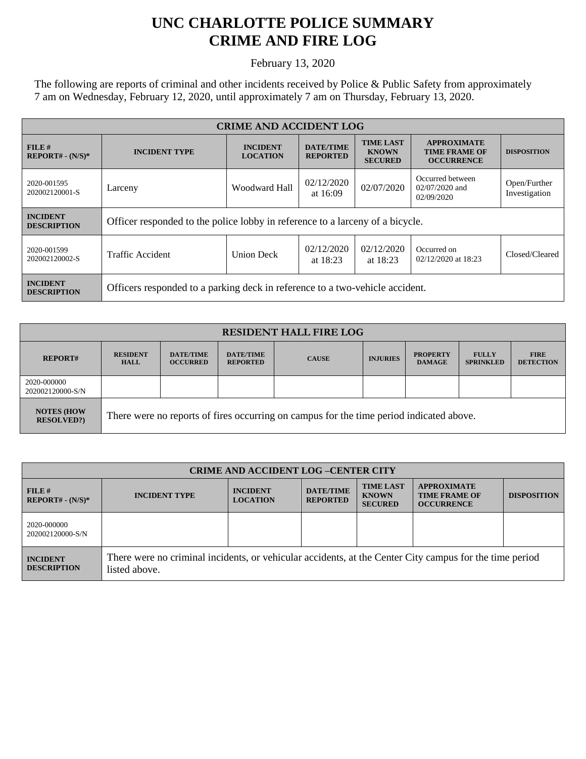# UNC CHARLOTTE POLICE SUMMARY
# CRIME AND FIRE LOG

February 13, 2020

The following are reports of criminal and other incidents received by Police & Public Safety from approximately 7 am on Wednesday, February 12, 2020, until approximately 7 am on Thursday, February 13, 2020.

| CRIME AND ACCIDENT LOG | | | | | | |
|---|---|---|---|---|---|---|
| **FILE # REPORT# - (N/S)*** | **INCIDENT TYPE** | **INCIDENT LOCATION** | **DATE/TIME REPORTED** | **TIME LAST KNOWN SECURED** | **APPROXIMATE TIME FRAME OF OCCURRENCE** | **DISPOSITION** |
| 2020-001595 202002120001-S | Larceny | Woodward Hall | 02/12/2020 at 16:09 | 02/07/2020 | Occurred between 02/07/2020 and 02/09/2020 | Open/Further Investigation |
| **INCIDENT DESCRIPTION** | Officer responded to the police lobby in reference to a larceny of a bicycle. | | | | | |
| 2020-001599 202002120002-S | Traffic Accident | Union Deck | 02/12/2020 at 18:23 | 02/12/2020 at 18:23 | Occurred on 02/12/2020 at 18:23 | Closed/Cleared |
| **INCIDENT DESCRIPTION** | Officers responded to a parking deck in reference to a two-vehicle accident. | | | | | |

| RESIDENT HALL FIRE LOG | | | | | | | | |
|---|---|---|---|---|---|---|---|---|
| **REPORT#** | **RESIDENT HALL** | **DATE/TIME OCCURRED** | **DATE/TIME REPORTED** | **CAUSE** | **INJURIES** | **PROPERTY DAMAGE** | **FULLY SPRINKLED** | **FIRE DETECTION** |
| 2020-000000 202002120000-S/N | | | | | | | | |
| **NOTES (HOW RESOLVED?)** | There were no reports of fires occurring on campus for the time period indicated above. | | | | | | | |

| CRIME AND ACCIDENT LOG –CENTER CITY | | | | | | |
|---|---|---|---|---|---|---|
| **FILE # REPORT# - (N/S)*** | **INCIDENT TYPE** | **INCIDENT LOCATION** | **DATE/TIME REPORTED** | **TIME LAST KNOWN SECURED** | **APPROXIMATE TIME FRAME OF OCCURRENCE** | **DISPOSITION** |
| 2020-000000 202002120000-S/N | | | | | | |
| **INCIDENT DESCRIPTION** | There were no criminal incidents, or vehicular accidents, at the Center City campus for the time period listed above. | | | | | |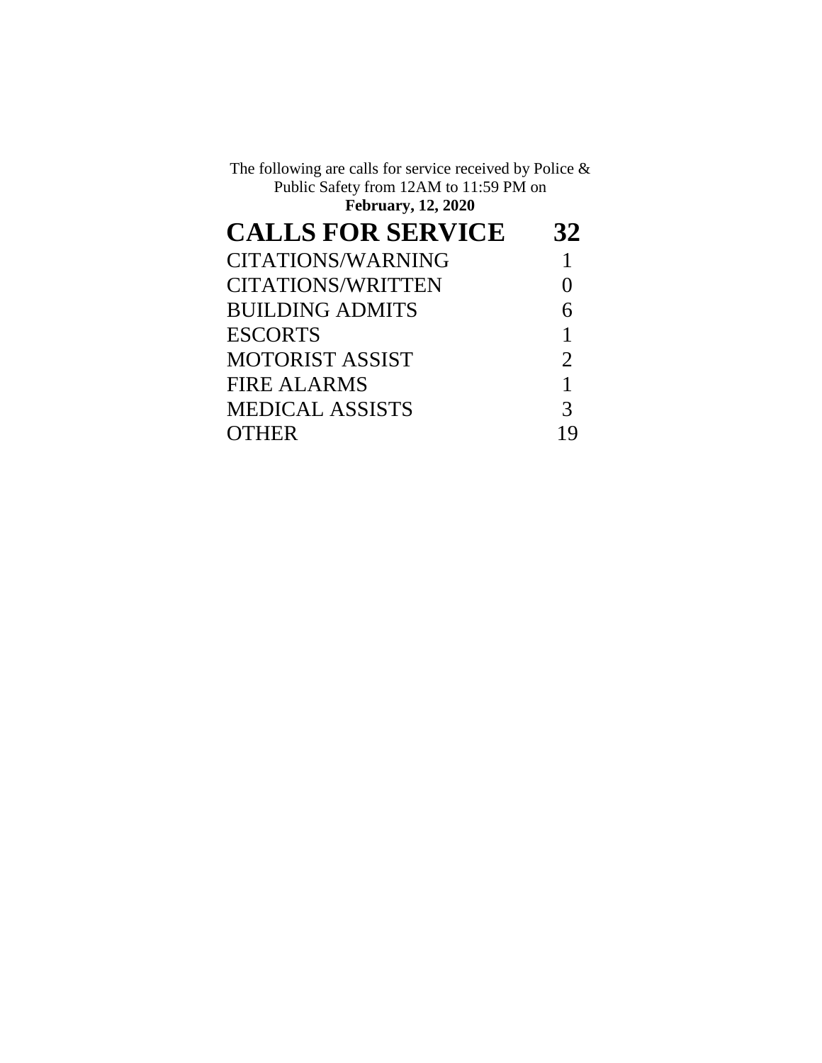The following are calls for service received by Police & Public Safety from 12AM to 11:59 PM on

**February, 12, 2020**

| | |
|---|---|
| **CALLS FOR SERVICE** | **32** |
| CITATIONS/WARNING | 1 |
| CITATIONS/WRITTEN | 0 |
| BUILDING ADMITS | 6 |
| ESCORTS | 1 |
| MOTORIST ASSIST | 2 |
| FIRE ALARMS | 1 |
| MEDICAL ASSISTS | 3 |
| OTHER | 19 |